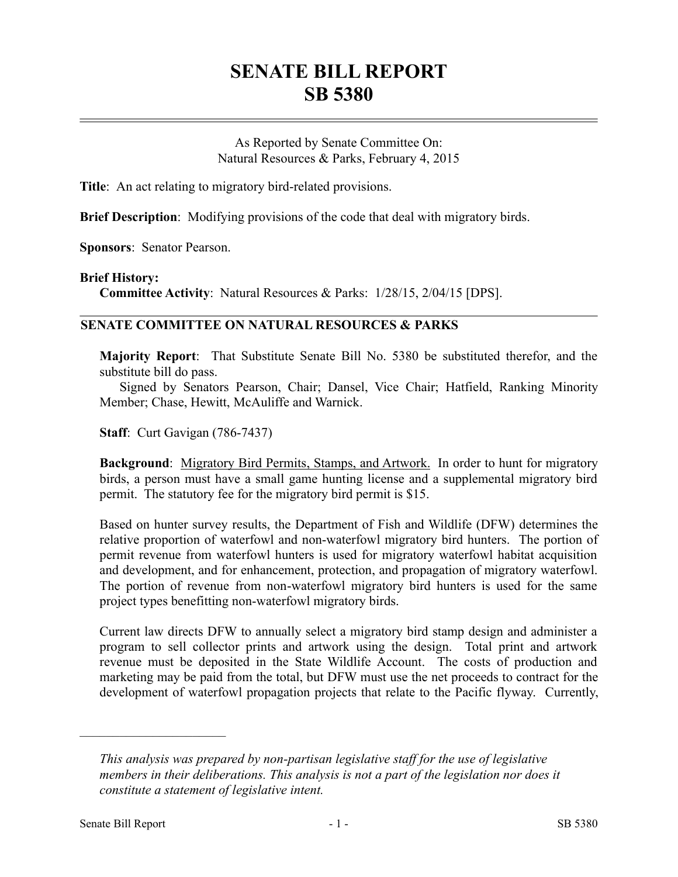# SENATE BILL REPORT
# SB 5380

As Reported by Senate Committee On:
Natural Resources & Parks, February 4, 2015

**Title**: An act relating to migratory bird-related provisions.

**Brief Description**: Modifying provisions of the code that deal with migratory birds.

**Sponsors**: Senator Pearson.

**Brief History:**

**Committee Activity**: Natural Resources & Parks: 1/28/15, 2/04/15 [DPS].

## SENATE COMMITTEE ON NATURAL RESOURCES & PARKS

**Majority Report**: That Substitute Senate Bill No. 5380 be substituted therefor, and the substitute bill do pass.

Signed by Senators Pearson, Chair; Dansel, Vice Chair; Hatfield, Ranking Minority Member; Chase, Hewitt, McAuliffe and Warnick.

**Staff**: Curt Gavigan (786-7437)

**Background**: Migratory Bird Permits, Stamps, and Artwork. In order to hunt for migratory birds, a person must have a small game hunting license and a supplemental migratory bird permit. The statutory fee for the migratory bird permit is $15.

Based on hunter survey results, the Department of Fish and Wildlife (DFW) determines the relative proportion of waterfowl and non-waterfowl migratory bird hunters. The portion of permit revenue from waterfowl hunters is used for migratory waterfowl habitat acquisition and development, and for enhancement, protection, and propagation of migratory waterfowl. The portion of revenue from non-waterfowl migratory bird hunters is used for the same project types benefitting non-waterfowl migratory birds.

Current law directs DFW to annually select a migratory bird stamp design and administer a program to sell collector prints and artwork using the design. Total print and artwork revenue must be deposited in the State Wildlife Account. The costs of production and marketing may be paid from the total, but DFW must use the net proceeds to contract for the development of waterfowl propagation projects that relate to the Pacific flyway. Currently,

---

*This analysis was prepared by non-partisan legislative staff for the use of legislative members in their deliberations. This analysis is not a part of the legislation nor does it constitute a statement of legislative intent.*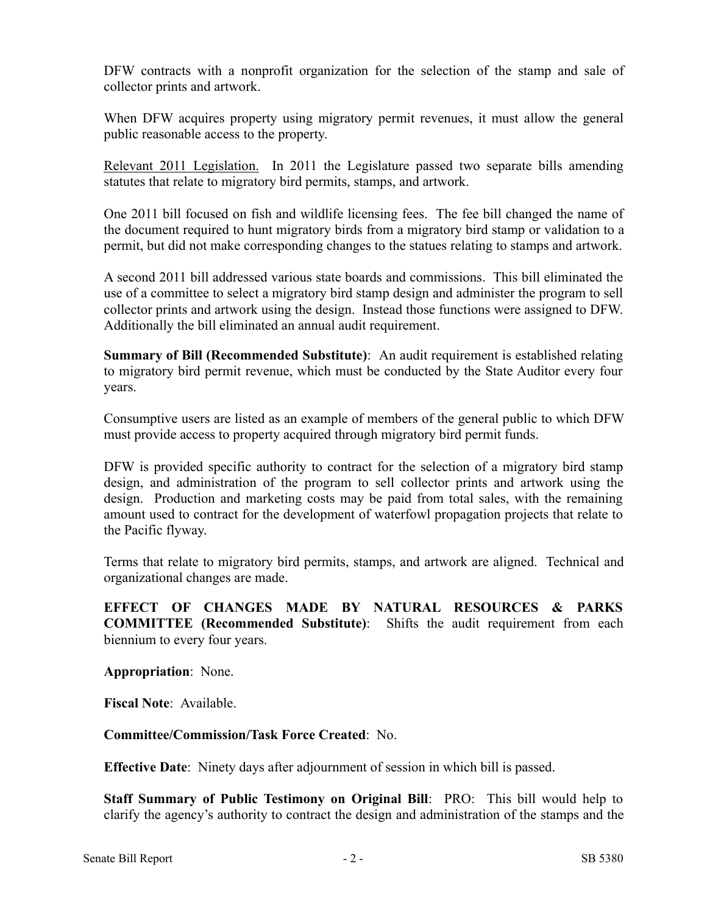DFW contracts with a nonprofit organization for the selection of the stamp and sale of collector prints and artwork.

When DFW acquires property using migratory permit revenues, it must allow the general public reasonable access to the property.

Relevant 2011 Legislation. In 2011 the Legislature passed two separate bills amending statutes that relate to migratory bird permits, stamps, and artwork.

One 2011 bill focused on fish and wildlife licensing fees. The fee bill changed the name of the document required to hunt migratory birds from a migratory bird stamp or validation to a permit, but did not make corresponding changes to the statues relating to stamps and artwork.

A second 2011 bill addressed various state boards and commissions. This bill eliminated the use of a committee to select a migratory bird stamp design and administer the program to sell collector prints and artwork using the design. Instead those functions were assigned to DFW. Additionally the bill eliminated an annual audit requirement.

**Summary of Bill (Recommended Substitute)**: An audit requirement is established relating to migratory bird permit revenue, which must be conducted by the State Auditor every four years.

Consumptive users are listed as an example of members of the general public to which DFW must provide access to property acquired through migratory bird permit funds.

DFW is provided specific authority to contract for the selection of a migratory bird stamp design, and administration of the program to sell collector prints and artwork using the design. Production and marketing costs may be paid from total sales, with the remaining amount used to contract for the development of waterfowl propagation projects that relate to the Pacific flyway.

Terms that relate to migratory bird permits, stamps, and artwork are aligned. Technical and organizational changes are made.

**EFFECT OF CHANGES MADE BY NATURAL RESOURCES & PARKS COMMITTEE (Recommended Substitute)**: Shifts the audit requirement from each biennium to every four years.

**Appropriation**: None.

**Fiscal Note**: Available.

**Committee/Commission/Task Force Created**: No.

**Effective Date**: Ninety days after adjournment of session in which bill is passed.

**Staff Summary of Public Testimony on Original Bill**: PRO: This bill would help to clarify the agency's authority to contract the design and administration of the stamps and the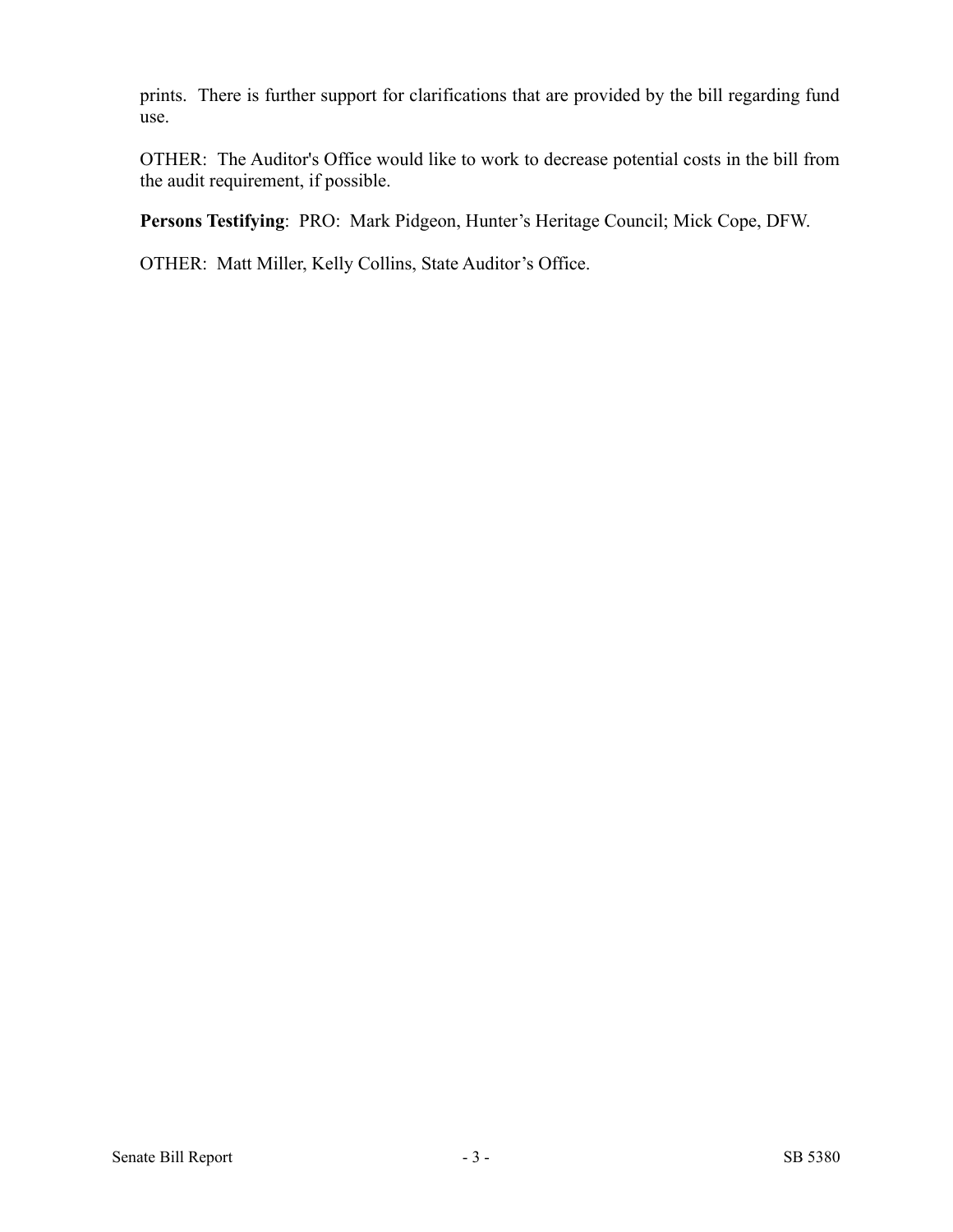prints. There is further support for clarifications that are provided by the bill regarding fund use.

OTHER: The Auditor's Office would like to work to decrease potential costs in the bill from the audit requirement, if possible.

**Persons Testifying**: PRO: Mark Pidgeon, Hunter's Heritage Council; Mick Cope, DFW.

OTHER: Matt Miller, Kelly Collins, State Auditor's Office.